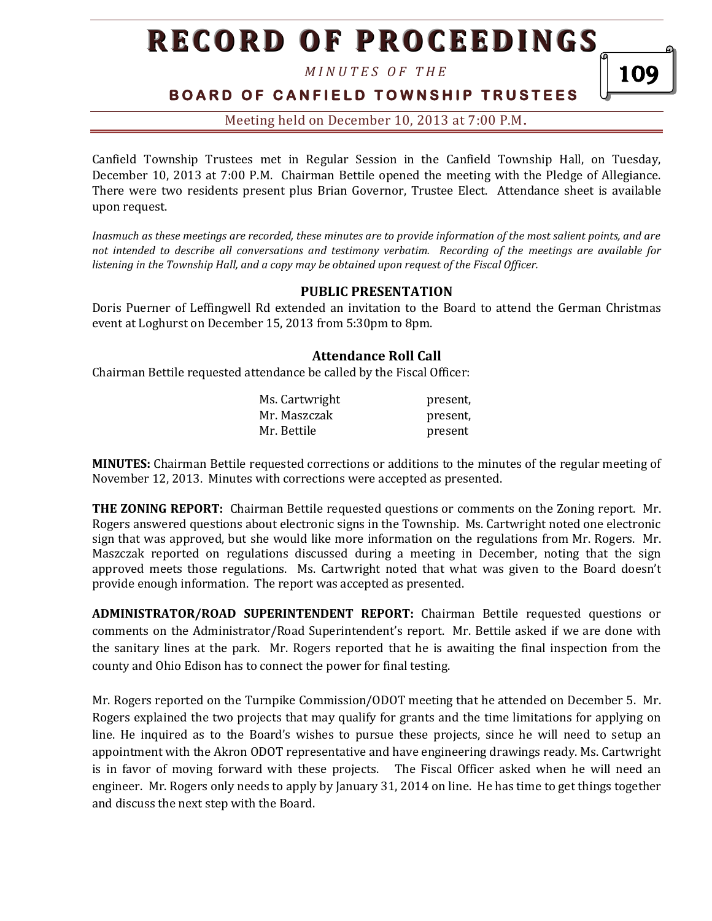# RECORD OF PROCEEDINGS

*MINUTES OF THE*

**BOARD OF CANFIELD TOWNSHIP TRUSTEES**

Meeting held on December 10, 2013 at 7:00 P.M.

Canfield Township Trustees met in Regular Session in the Canfield Township Hall, on Tuesday, December 10, 2013 at 7:00 P.M. Chairman Bettile opened the meeting with the Pledge of Allegiance. There were two residents present plus Brian Governor, Trustee Elect. Attendance sheet is available upon request.

*Inasmuch as these meetings are recorded, these minutes are to provide information of the most salient points, and are not intended to describe all conversations and testimony verbatim. Recording of the meetings are available for listening in the Township Hall, and a copy may be obtained upon request of the Fiscal Officer.*

### PUBLIC PRESENTATION

Doris Puerner of Leffingwell Rd extended an invitation to the Board to attend the German Christmas event at Loghurst on December 15, 2013 from 5:30pm to 8pm.

### Attendance Roll Call

Chairman Bettile requested attendance be called by the Fiscal Officer:

| | |
|---|---|
| Ms. Cartwright | present, |
| Mr. Maszczak | present, |
| Mr. Bettile | present |

**MINUTES:** Chairman Bettile requested corrections or additions to the minutes of the regular meeting of November 12, 2013. Minutes with corrections were accepted as presented.

**THE ZONING REPORT:** Chairman Bettile requested questions or comments on the Zoning report. Mr. Rogers answered questions about electronic signs in the Township. Ms. Cartwright noted one electronic sign that was approved, but she would like more information on the regulations from Mr. Rogers. Mr. Maszczak reported on regulations discussed during a meeting in December, noting that the sign approved meets those regulations. Ms. Cartwright noted that what was given to the Board doesn't provide enough information. The report was accepted as presented.

**ADMINISTRATOR/ROAD SUPERINTENDENT REPORT:** Chairman Bettile requested questions or comments on the Administrator/Road Superintendent's report. Mr. Bettile asked if we are done with the sanitary lines at the park. Mr. Rogers reported that he is awaiting the final inspection from the county and Ohio Edison has to connect the power for final testing.

Mr. Rogers reported on the Turnpike Commission/ODOT meeting that he attended on December 5. Mr. Rogers explained the two projects that may qualify for grants and the time limitations for applying on line. He inquired as to the Board's wishes to pursue these projects, since he will need to setup an appointment with the Akron ODOT representative and have engineering drawings ready. Ms. Cartwright is in favor of moving forward with these projects. The Fiscal Officer asked when he will need an engineer. Mr. Rogers only needs to apply by January 31, 2014 on line. He has time to get things together and discuss the next step with the Board.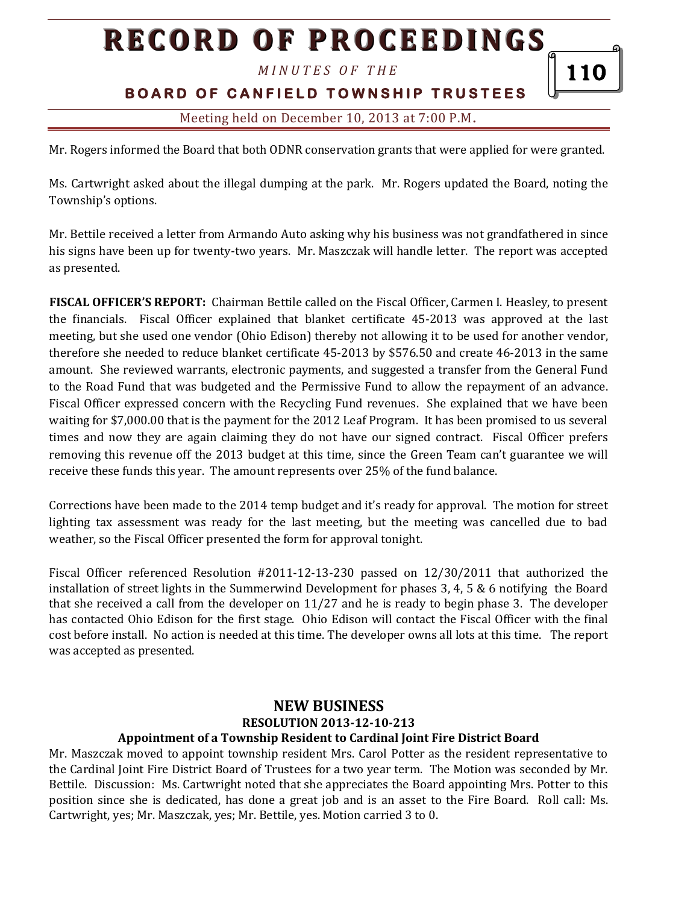Mr. Rogers informed the Board that both ODNR conservation grants that were applied for were granted.

Ms. Cartwright asked about the illegal dumping at the park. Mr. Rogers updated the Board, noting the Township's options.

Mr. Bettile received a letter from Armando Auto asking why his business was not grandfathered in since his signs have been up for twenty-two years. Mr. Maszczak will handle letter. The report was accepted as presented.

**FISCAL OFFICER'S REPORT:** Chairman Bettile called on the Fiscal Officer, Carmen I. Heasley, to present the financials. Fiscal Officer explained that blanket certificate 45-2013 was approved at the last meeting, but she used one vendor (Ohio Edison) thereby not allowing it to be used for another vendor, therefore she needed to reduce blanket certificate 45-2013 by $576.50 and create 46-2013 in the same amount. She reviewed warrants, electronic payments, and suggested a transfer from the General Fund to the Road Fund that was budgeted and the Permissive Fund to allow the repayment of an advance. Fiscal Officer expressed concern with the Recycling Fund revenues. She explained that we have been waiting for $7,000.00 that is the payment for the 2012 Leaf Program. It has been promised to us several times and now they are again claiming they do not have our signed contract. Fiscal Officer prefers removing this revenue off the 2013 budget at this time, since the Green Team can't guarantee we will receive these funds this year. The amount represents over 25% of the fund balance.

Corrections have been made to the 2014 temp budget and it's ready for approval. The motion for street lighting tax assessment was ready for the last meeting, but the meeting was cancelled due to bad weather, so the Fiscal Officer presented the form for approval tonight.

Fiscal Officer referenced Resolution #2011-12-13-230 passed on 12/30/2011 that authorized the installation of street lights in the Summerwind Development for phases 3, 4, 5 & 6 notifying the Board that she received a call from the developer on 11/27 and he is ready to begin phase 3. The developer has contacted Ohio Edison for the first stage. Ohio Edison will contact the Fiscal Officer with the final cost before install. No action is needed at this time. The developer owns all lots at this time. The report was accepted as presented.

## NEW BUSINESS

### RESOLUTION 2013-12-10-213

### Appointment of a Township Resident to Cardinal Joint Fire District Board

Mr. Maszczak moved to appoint township resident Mrs. Carol Potter as the resident representative to the Cardinal Joint Fire District Board of Trustees for a two year term. The Motion was seconded by Mr. Bettile. Discussion: Ms. Cartwright noted that she appreciates the Board appointing Mrs. Potter to this position since she is dedicated, has done a great job and is an asset to the Fire Board. Roll call: Ms. Cartwright, yes; Mr. Maszczak, yes; Mr. Bettile, yes. Motion carried 3 to 0.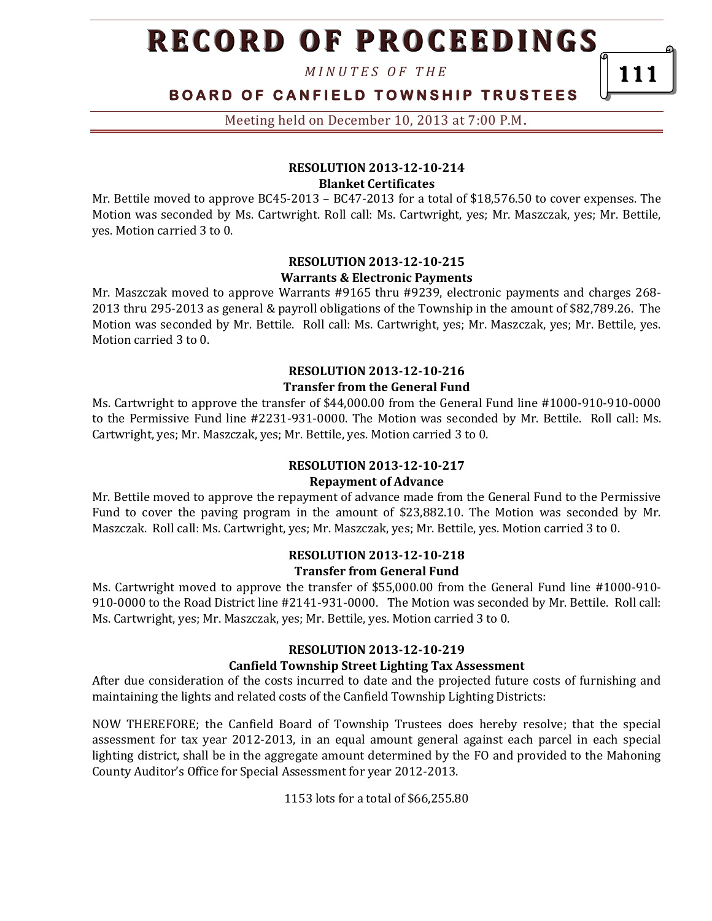### RESOLUTION 2013-12-10-214
**Blanket Certificates**

Mr. Bettile moved to approve BC45-2013 – BC47-2013 for a total of $18,576.50 to cover expenses. The Motion was seconded by Ms. Cartwright. Roll call: Ms. Cartwright, yes; Mr. Maszczak, yes; Mr. Bettile, yes. Motion carried 3 to 0.

### RESOLUTION 2013-12-10-215
**Warrants & Electronic Payments**

Mr. Maszczak moved to approve Warrants #9165 thru #9239, electronic payments and charges 268-2013 thru 295-2013 as general & payroll obligations of the Township in the amount of $82,789.26. The Motion was seconded by Mr. Bettile. Roll call: Ms. Cartwright, yes; Mr. Maszczak, yes; Mr. Bettile, yes. Motion carried 3 to 0.

### RESOLUTION 2013-12-10-216
**Transfer from the General Fund**

Ms. Cartwright to approve the transfer of $44,000.00 from the General Fund line #1000-910-910-0000 to the Permissive Fund line #2231-931-0000. The Motion was seconded by Mr. Bettile. Roll call: Ms. Cartwright, yes; Mr. Maszczak, yes; Mr. Bettile, yes. Motion carried 3 to 0.

### RESOLUTION 2013-12-10-217
**Repayment of Advance**

Mr. Bettile moved to approve the repayment of advance made from the General Fund to the Permissive Fund to cover the paving program in the amount of $23,882.10. The Motion was seconded by Mr. Maszczak. Roll call: Ms. Cartwright, yes; Mr. Maszczak, yes; Mr. Bettile, yes. Motion carried 3 to 0.

### RESOLUTION 2013-12-10-218
**Transfer from General Fund**

Ms. Cartwright moved to approve the transfer of $55,000.00 from the General Fund line #1000-910-910-0000 to the Road District line #2141-931-0000. The Motion was seconded by Mr. Bettile. Roll call: Ms. Cartwright, yes; Mr. Maszczak, yes; Mr. Bettile, yes. Motion carried 3 to 0.

### RESOLUTION 2013-12-10-219
**Canfield Township Street Lighting Tax Assessment**

After due consideration of the costs incurred to date and the projected future costs of furnishing and maintaining the lights and related costs of the Canfield Township Lighting Districts:

NOW THEREFORE; the Canfield Board of Township Trustees does hereby resolve; that the special assessment for tax year 2012-2013, in an equal amount general against each parcel in each special lighting district, shall be in the aggregate amount determined by the FO and provided to the Mahoning County Auditor's Office for Special Assessment for year 2012-2013.

1153 lots for a total of $66,255.80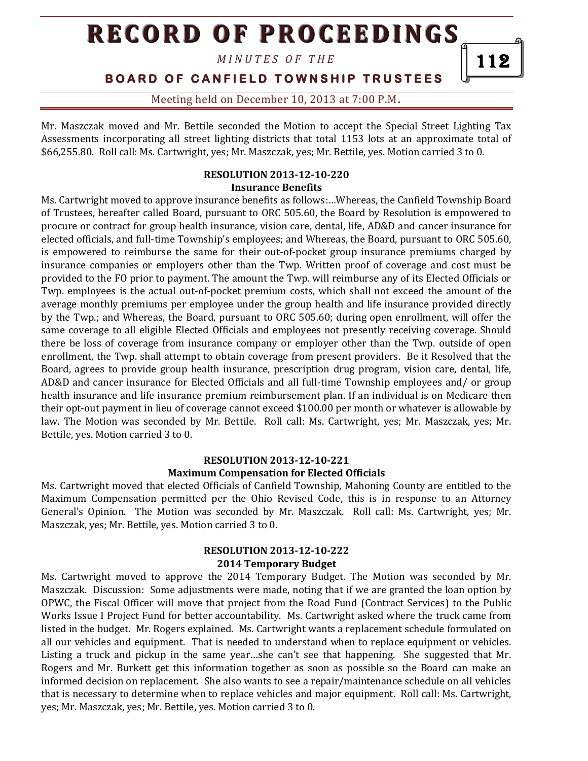Mr. Maszczak moved and Mr. Bettile seconded the Motion to accept the Special Street Lighting Tax Assessments incorporating all street lighting districts that total 1153 lots at an approximate total of $66,255.80. Roll call: Ms. Cartwright, yes; Mr. Maszczak, yes; Mr. Bettile, yes. Motion carried 3 to 0.

**RESOLUTION 2013-12-10-220**
**Insurance Benefits**

Ms. Cartwright moved to approve insurance benefits as follows:…Whereas, the Canfield Township Board of Trustees, hereafter called Board, pursuant to ORC 505.60, the Board by Resolution is empowered to procure or contract for group health insurance, vision care, dental, life, AD&D and cancer insurance for elected officials, and full-time Township's employees; and Whereas, the Board, pursuant to ORC 505.60, is empowered to reimburse the same for their out-of-pocket group insurance premiums charged by insurance companies or employers other than the Twp. Written proof of coverage and cost must be provided to the FO prior to payment. The amount the Twp. will reimburse any of its Elected Officials or Twp. employees is the actual out-of-pocket premium costs, which shall not exceed the amount of the average monthly premiums per employee under the group health and life insurance provided directly by the Twp.; and Whereas, the Board, pursuant to ORC 505.60; during open enrollment, will offer the same coverage to all eligible Elected Officials and employees not presently receiving coverage. Should there be loss of coverage from insurance company or employer other than the Twp. outside of open enrollment, the Twp. shall attempt to obtain coverage from present providers. Be it Resolved that the Board, agrees to provide group health insurance, prescription drug program, vision care, dental, life, AD&D and cancer insurance for Elected Officials and all full-time Township employees and/ or group health insurance and life insurance premium reimbursement plan. If an individual is on Medicare then their opt-out payment in lieu of coverage cannot exceed $100.00 per month or whatever is allowable by law. The Motion was seconded by Mr. Bettile. Roll call: Ms. Cartwright, yes; Mr. Maszczak, yes; Mr. Bettile, yes. Motion carried 3 to 0.

**RESOLUTION 2013-12-10-221**
**Maximum Compensation for Elected Officials**

Ms. Cartwright moved that elected Officials of Canfield Township, Mahoning County are entitled to the Maximum Compensation permitted per the Ohio Revised Code, this is in response to an Attorney General's Opinion. The Motion was seconded by Mr. Maszczak. Roll call: Ms. Cartwright, yes; Mr. Maszczak, yes; Mr. Bettile, yes. Motion carried 3 to 0.

**RESOLUTION 2013-12-10-222**
**2014 Temporary Budget**

Ms. Cartwright moved to approve the 2014 Temporary Budget. The Motion was seconded by Mr. Maszczak. Discussion: Some adjustments were made, noting that if we are granted the loan option by OPWC, the Fiscal Officer will move that project from the Road Fund (Contract Services) to the Public Works Issue I Project Fund for better accountability. Ms. Cartwright asked where the truck came from listed in the budget. Mr. Rogers explained. Ms. Cartwright wants a replacement schedule formulated on all our vehicles and equipment. That is needed to understand when to replace equipment or vehicles. Listing a truck and pickup in the same year…she can't see that happening. She suggested that Mr. Rogers and Mr. Burkett get this information together as soon as possible so the Board can make an informed decision on replacement. She also wants to see a repair/maintenance schedule on all vehicles that is necessary to determine when to replace vehicles and major equipment. Roll call: Ms. Cartwright, yes; Mr. Maszczak, yes; Mr. Bettile, yes. Motion carried 3 to 0.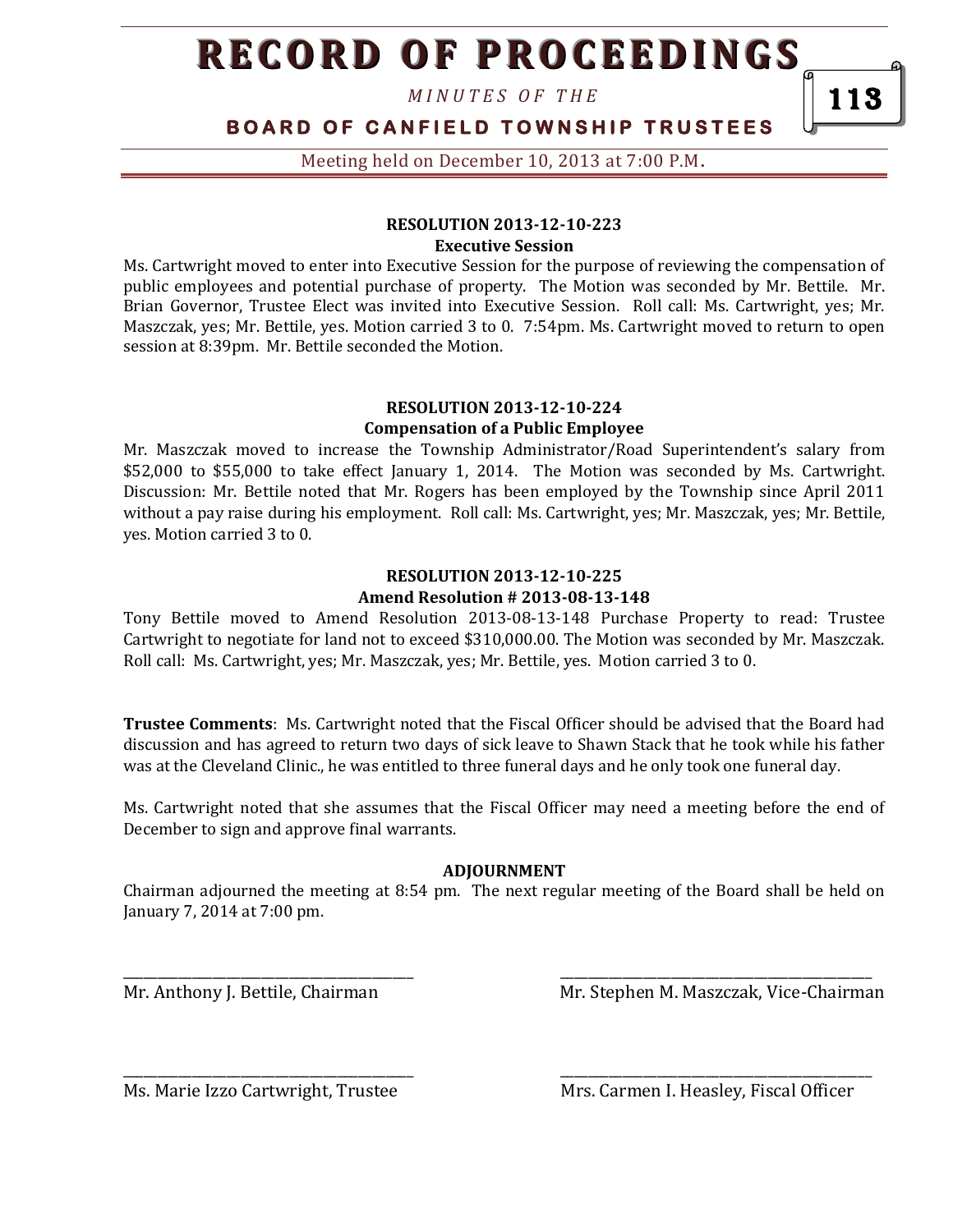**RESOLUTION 2013-12-10-223**
**Executive Session**

Ms. Cartwright moved to enter into Executive Session for the purpose of reviewing the compensation of public employees and potential purchase of property. The Motion was seconded by Mr. Bettile. Mr. Brian Governor, Trustee Elect was invited into Executive Session. Roll call: Ms. Cartwright, yes; Mr. Maszczak, yes; Mr. Bettile, yes. Motion carried 3 to 0. 7:54pm. Ms. Cartwright moved to return to open session at 8:39pm. Mr. Bettile seconded the Motion.

**RESOLUTION 2013-12-10-224**
**Compensation of a Public Employee**

Mr. Maszczak moved to increase the Township Administrator/Road Superintendent's salary from \$52,000 to \$55,000 to take effect January 1, 2014. The Motion was seconded by Ms. Cartwright. Discussion: Mr. Bettile noted that Mr. Rogers has been employed by the Township since April 2011 without a pay raise during his employment. Roll call: Ms. Cartwright, yes; Mr. Maszczak, yes; Mr. Bettile, yes. Motion carried 3 to 0.

**RESOLUTION 2013-12-10-225**
**Amend Resolution # 2013-08-13-148**

Tony Bettile moved to Amend Resolution 2013-08-13-148 Purchase Property to read: Trustee Cartwright to negotiate for land not to exceed \$310,000.00. The Motion was seconded by Mr. Maszczak. Roll call: Ms. Cartwright, yes; Mr. Maszczak, yes; Mr. Bettile, yes. Motion carried 3 to 0.

**Trustee Comments**: Ms. Cartwright noted that the Fiscal Officer should be advised that the Board had discussion and has agreed to return two days of sick leave to Shawn Stack that he took while his father was at the Cleveland Clinic., he was entitled to three funeral days and he only took one funeral day.

Ms. Cartwright noted that she assumes that the Fiscal Officer may need a meeting before the end of December to sign and approve final warrants.

**ADJOURNMENT**

Chairman adjourned the meeting at 8:54 pm. The next regular meeting of the Board shall be held on January 7, 2014 at 7:00 pm.

\_\_\_\_\_\_\_\_\_\_\_\_\_\_\_\_\_\_\_\_\_\_\_\_\_\_\_\_\_\_\_\_\_\_\_\_\_\_\_\_
Mr. Anthony J. Bettile, Chairman

\_\_\_\_\_\_\_\_\_\_\_\_\_\_\_\_\_\_\_\_\_\_\_\_\_\_\_\_\_\_\_\_\_\_\_\_\_\_\_\_
Mr. Stephen M. Maszczak, Vice-Chairman

\_\_\_\_\_\_\_\_\_\_\_\_\_\_\_\_\_\_\_\_\_\_\_\_\_\_\_\_\_\_\_\_\_\_\_\_\_\_\_\_
Ms. Marie Izzo Cartwright, Trustee

\_\_\_\_\_\_\_\_\_\_\_\_\_\_\_\_\_\_\_\_\_\_\_\_\_\_\_\_\_\_\_\_\_\_\_\_\_\_\_\_
Mrs. Carmen I. Heasley, Fiscal Officer